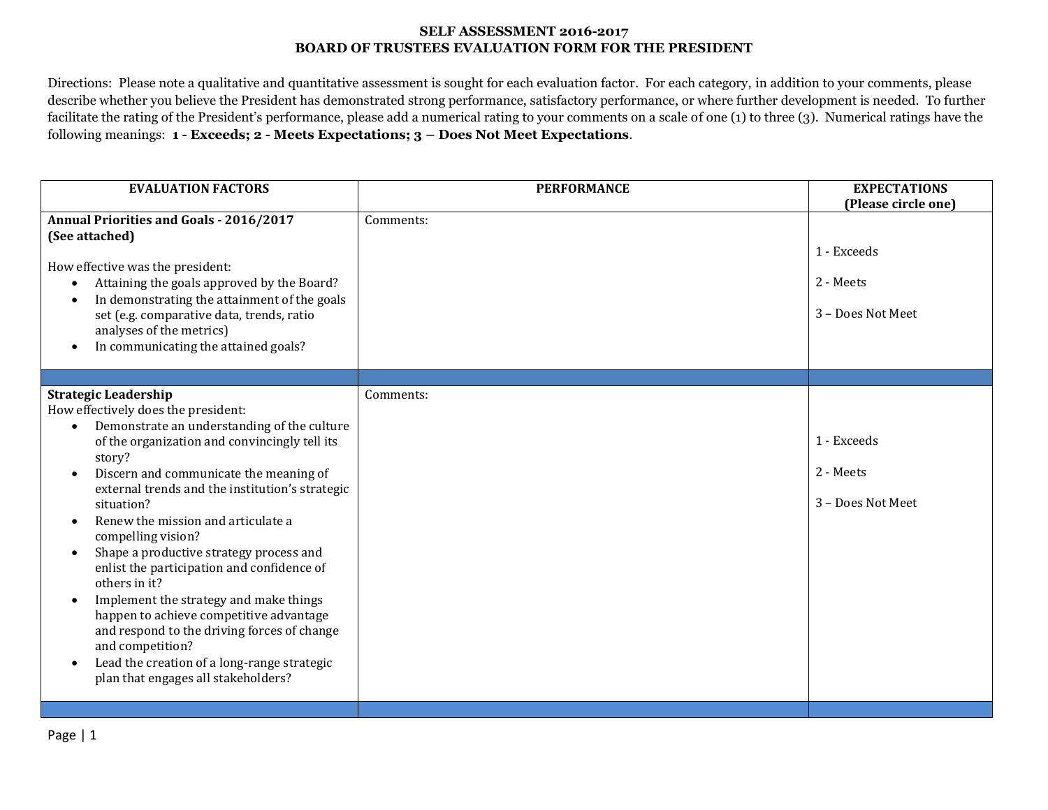# SELF ASSESSMENT 2016-2017
# BOARD OF TRUSTEES EVALUATION FORM FOR THE PRESIDENT

Directions: Please note a qualitative and quantitative assessment is sought for each evaluation factor. For each category, in addition to your comments, please describe whether you believe the President has demonstrated strong performance, satisfactory performance, or where further development is needed. To further facilitate the rating of the President's performance, please add a numerical rating to your comments on a scale of one (1) to three (3). Numerical ratings have the following meanings: **1 - Exceeds; 2 - Meets Expectations; 3 – Does Not Meet Expectations**.

| EVALUATION FACTORS | PERFORMANCE | EXPECTATIONS (Please circle one) |
|---|---|---|
| **Annual Priorities and Goals - 2016/2017 (See attached)**<br><br>How effective was the president:<br>• Attaining the goals approved by the Board?<br>• In demonstrating the attainment of the goals set (e.g. comparative data, trends, ratio analyses of the metrics)<br>• In communicating the attained goals? | Comments: | 1 - Exceeds<br><br>2 - Meets<br><br>3 – Does Not Meet |
| | | |
| **Strategic Leadership**<br>How effectively does the president:<br>• Demonstrate an understanding of the culture of the organization and convincingly tell its story?<br>• Discern and communicate the meaning of external trends and the institution's strategic situation?<br>• Renew the mission and articulate a compelling vision?<br>• Shape a productive strategy process and enlist the participation and confidence of others in it?<br>• Implement the strategy and make things happen to achieve competitive advantage and respond to the driving forces of change and competition?<br>• Lead the creation of a long-range strategic plan that engages all stakeholders? | Comments: | 1 - Exceeds<br><br>2 - Meets<br><br>3 – Does Not Meet |
| | | |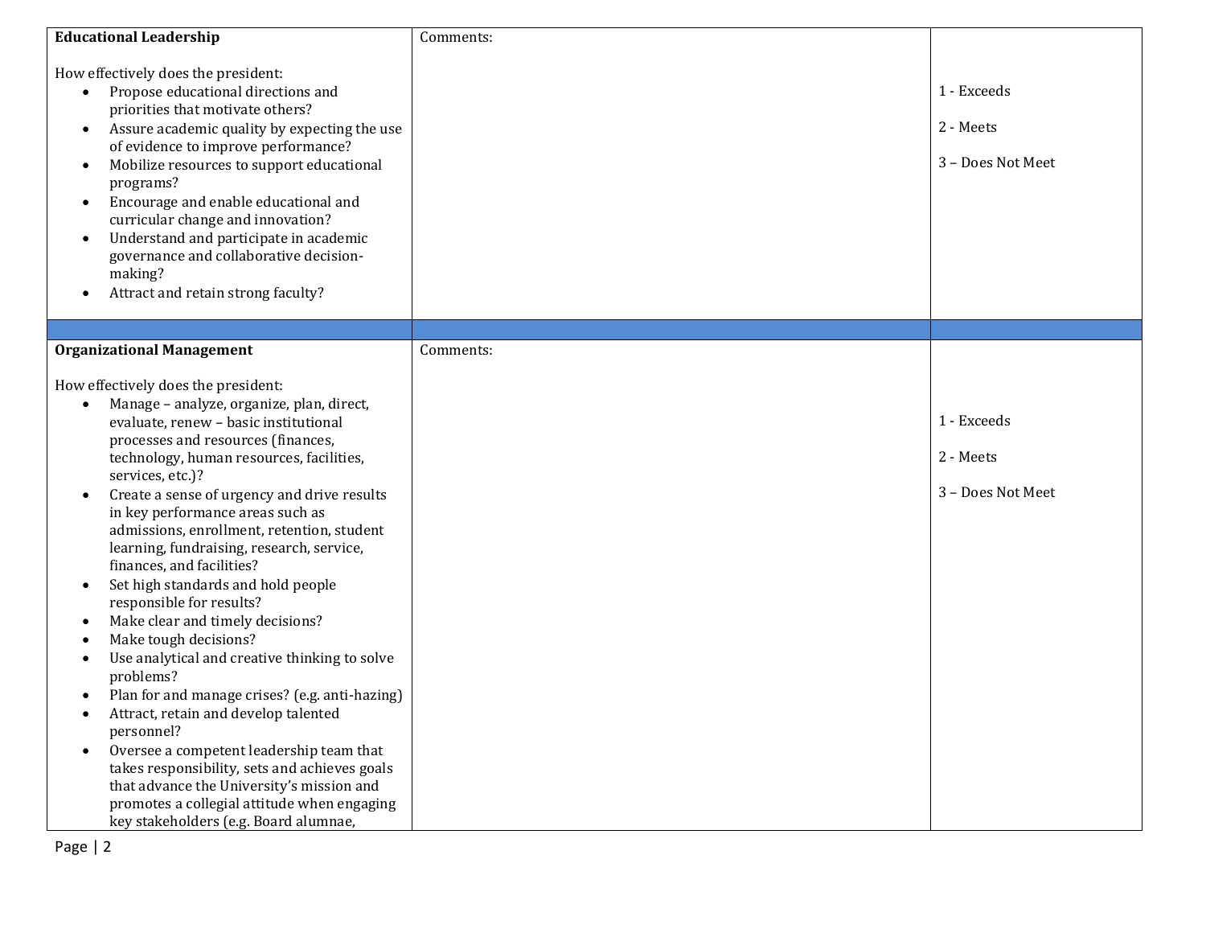| | | |
|---|---|---|
| **Educational Leadership**<br><br>How effectively does the president:<ul><li>Propose educational directions and priorities that motivate others?</li><li>Assure academic quality by expecting the use of evidence to improve performance?</li><li>Mobilize resources to support educational programs?</li><li>Encourage and enable educational and curricular change and innovation?</li><li>Understand and participate in academic governance and collaborative decision-making?</li><li>Attract and retain strong faculty?</li></ul> | Comments: | 1 - Exceeds<br><br>2 - Meets<br><br>3 – Does Not Meet |
| | | |
| **Organizational Management**<br><br>How effectively does the president:<ul><li>Manage – analyze, organize, plan, direct, evaluate, renew – basic institutional processes and resources (finances, technology, human resources, facilities, services, etc.)?</li><li>Create a sense of urgency and drive results in key performance areas such as admissions, enrollment, retention, student learning, fundraising, research, service, finances, and facilities?</li><li>Set high standards and hold people responsible for results?</li><li>Make clear and timely decisions?</li><li>Make tough decisions?</li><li>Use analytical and creative thinking to solve problems?</li><li>Plan for and manage crises? (e.g. anti-hazing)</li><li>Attract, retain and develop talented personnel?</li><li>Oversee a competent leadership team that takes responsibility, sets and achieves goals that advance the University's mission and promotes a collegial attitude when engaging key stakeholders (e.g. Board alumnae,</li></ul> | Comments: | 1 - Exceeds<br><br>2 - Meets<br><br>3 – Does Not Meet |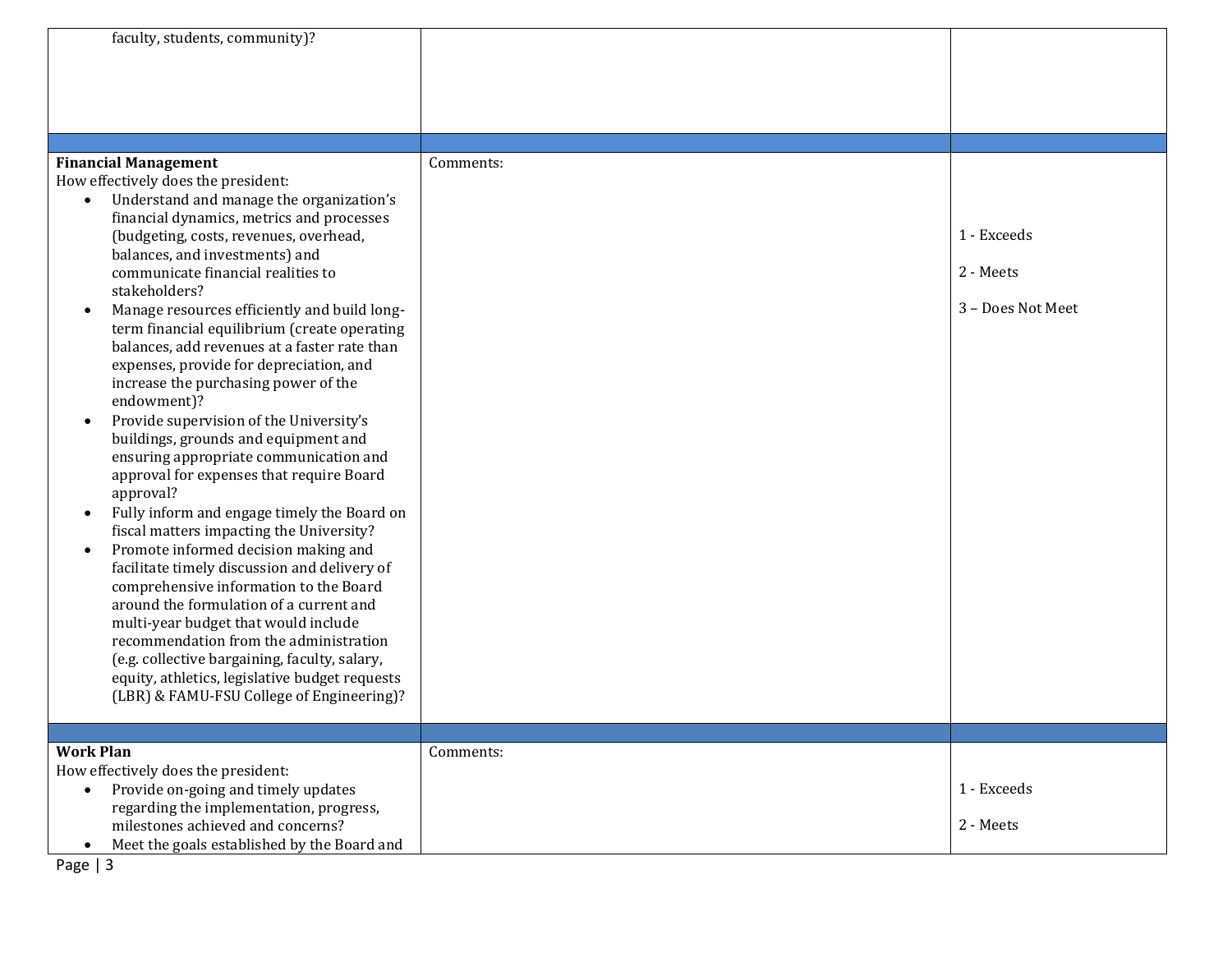| | | |
|---|---|---|
| faculty, students, community)? | | |
| | | |
| **Financial Management**<br>How effectively does the president:<br>• Understand and manage the organization's financial dynamics, metrics and processes (budgeting, costs, revenues, overhead, balances, and investments) and communicate financial realities to stakeholders?<br>• Manage resources efficiently and build long-term financial equilibrium (create operating balances, add revenues at a faster rate than expenses, provide for depreciation, and increase the purchasing power of the endowment)?<br>• Provide supervision of the University's buildings, grounds and equipment and ensuring appropriate communication and approval for expenses that require Board approval?<br>• Fully inform and engage timely the Board on fiscal matters impacting the University?<br>• Promote informed decision making and facilitate timely discussion and delivery of comprehensive information to the Board around the formulation of a current and multi-year budget that would include recommendation from the administration (e.g. collective bargaining, faculty, salary, equity, athletics, legislative budget requests (LBR) & FAMU-FSU College of Engineering)? | Comments: | 1 - Exceeds<br><br>2 - Meets<br><br>3 – Does Not Meet |
| | | |
| **Work Plan**<br>How effectively does the president:<br>• Provide on-going and timely updates regarding the implementation, progress, milestones achieved and concerns?<br>• Meet the goals established by the Board and | Comments: | 1 - Exceeds<br><br>2 - Meets |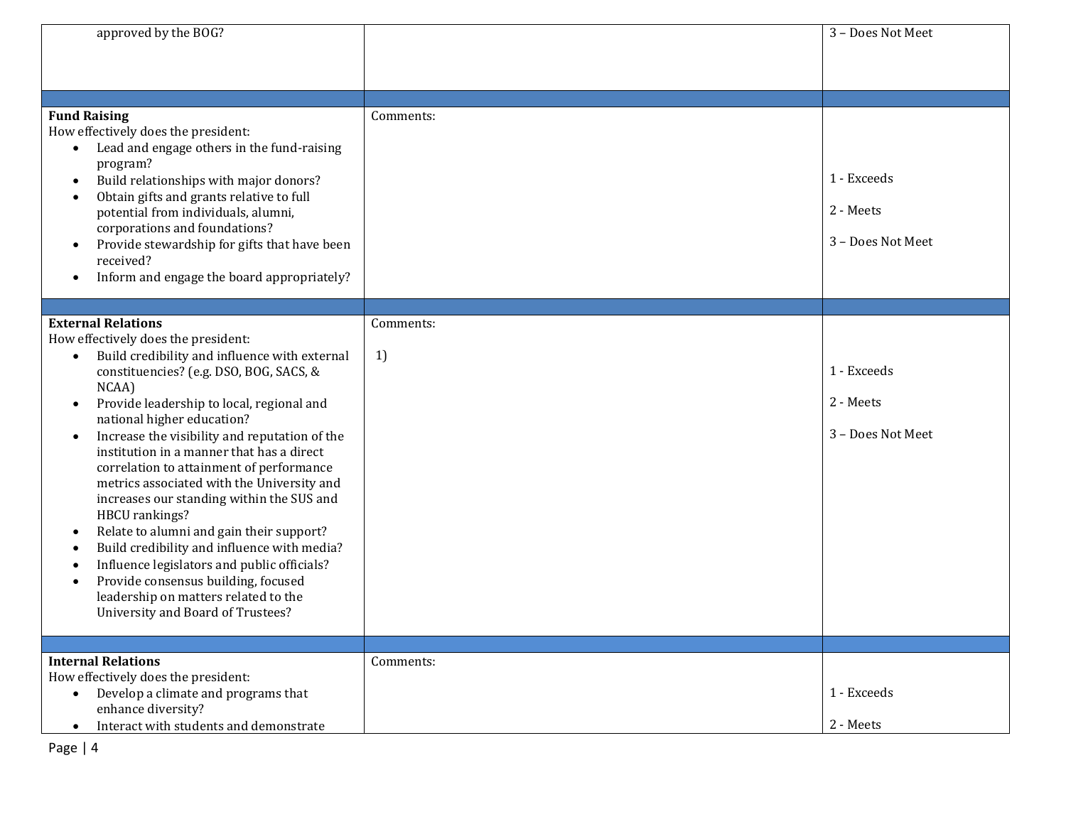| | | |
|---|---|---|
| approved by the BOG? | | 3 – Does Not Meet |
| | | |
| **Fund Raising**<br>How effectively does the president:<br>• Lead and engage others in the fund-raising program?<br>• Build relationships with major donors?<br>• Obtain gifts and grants relative to full potential from individuals, alumni, corporations and foundations?<br>• Provide stewardship for gifts that have been received?<br>• Inform and engage the board appropriately? | Comments: | 1 - Exceeds<br><br>2 - Meets<br><br>3 – Does Not Meet |
| | | |
| **External Relations**<br>How effectively does the president:<br>• Build credibility and influence with external constituencies? (e.g. DSO, BOG, SACS, & NCAA)<br>• Provide leadership to local, regional and national higher education?<br>• Increase the visibility and reputation of the institution in a manner that has a direct correlation to attainment of performance metrics associated with the University and increases our standing within the SUS and HBCU rankings?<br>• Relate to alumni and gain their support?<br>• Build credibility and influence with media?<br>• Influence legislators and public officials?<br>• Provide consensus building, focused leadership on matters related to the University and Board of Trustees? | Comments:<br><br>1) | 1 - Exceeds<br><br>2 - Meets<br><br>3 – Does Not Meet |
| | | |
| **Internal Relations**<br>How effectively does the president:<br>• Develop a climate and programs that enhance diversity?<br>• Interact with students and demonstrate | Comments: | 1 - Exceeds<br><br>2 - Meets |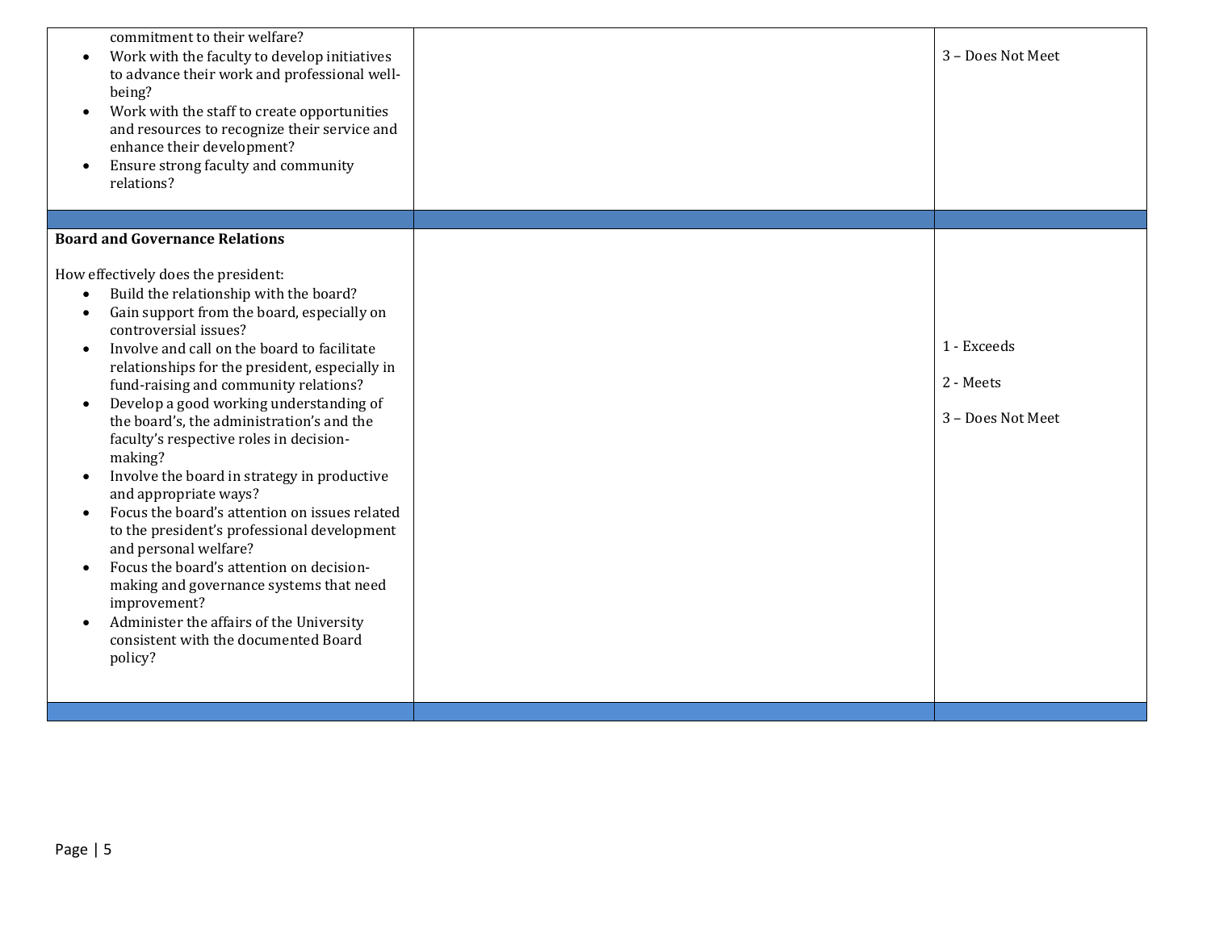| | | |
|---|---|---|
| commitment to their welfare?<br>• Work with the faculty to develop initiatives to advance their work and professional well-being?<br>• Work with the staff to create opportunities and resources to recognize their service and enhance their development?<br>• Ensure strong faculty and community relations? | | 3 – Does Not Meet |
| | | |
| **Board and Governance Relations**<br><br>How effectively does the president:<br>• Build the relationship with the board?<br>• Gain support from the board, especially on controversial issues?<br>• Involve and call on the board to facilitate relationships for the president, especially in fund-raising and community relations?<br>• Develop a good working understanding of the board's, the administration's and the faculty's respective roles in decision-making?<br>• Involve the board in strategy in productive and appropriate ways?<br>• Focus the board's attention on issues related to the president's professional development and personal welfare?<br>• Focus the board's attention on decision-making and governance systems that need improvement?<br>• Administer the affairs of the University consistent with the documented Board policy? | | 1 - Exceeds<br><br>2 - Meets<br><br>3 – Does Not Meet |
| | | |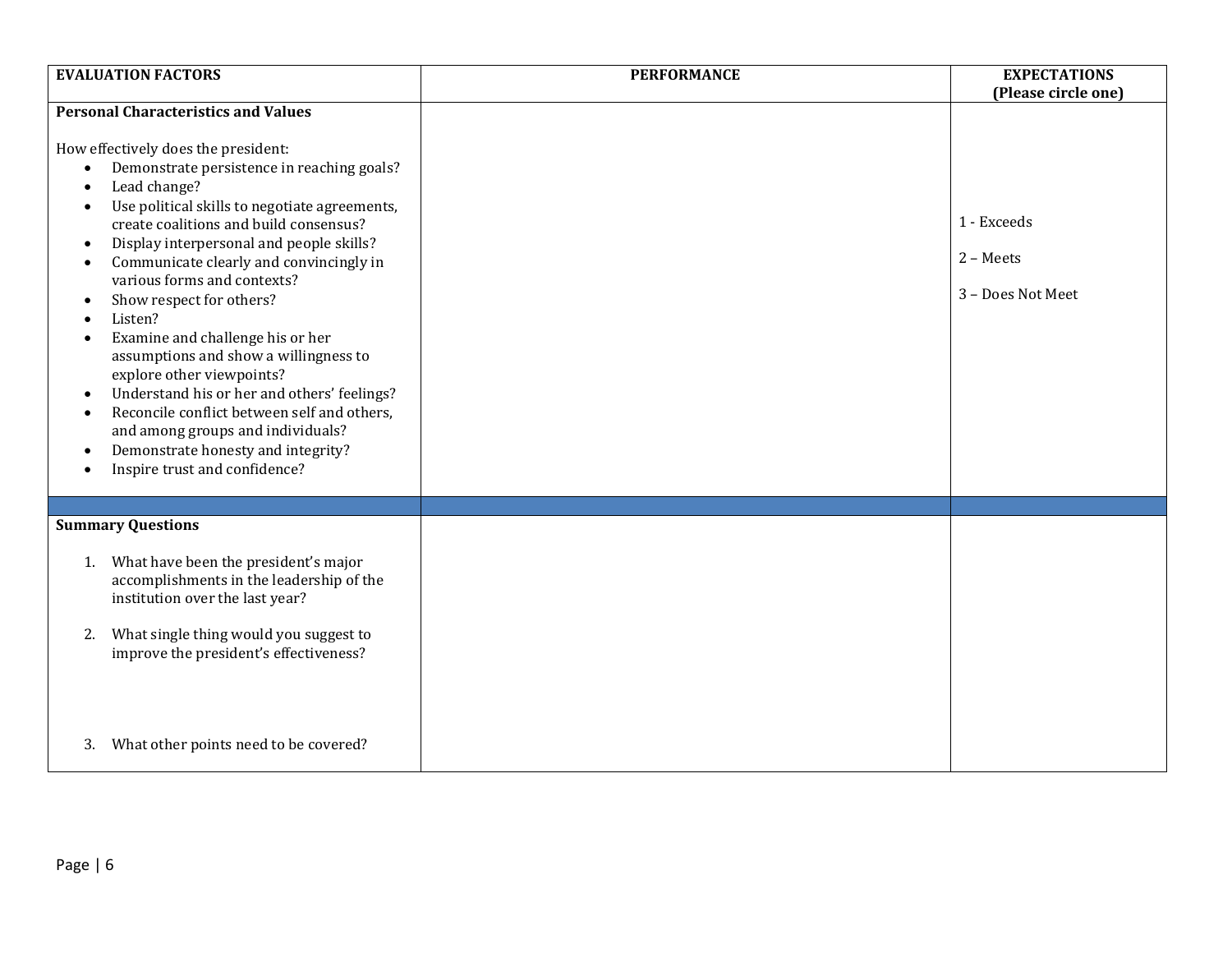| EVALUATION FACTORS | PERFORMANCE | EXPECTATIONS (Please circle one) |
| --- | --- | --- |
| **Personal Characteristics and Values**<br><br>How effectively does the president:<br>• Demonstrate persistence in reaching goals?<br>• Lead change?<br>• Use political skills to negotiate agreements, create coalitions and build consensus?<br>• Display interpersonal and people skills?<br>• Communicate clearly and convincingly in various forms and contexts?<br>• Show respect for others?<br>• Listen?<br>• Examine and challenge his or her assumptions and show a willingness to explore other viewpoints?<br>• Understand his or her and others' feelings?<br>• Reconcile conflict between self and others, and among groups and individuals?<br>• Demonstrate honesty and integrity?<br>• Inspire trust and confidence? | | 1 - Exceeds<br><br>2 – Meets<br><br>3 – Does Not Meet |
| | | |
| **Summary Questions**<br><br>1. What have been the president's major accomplishments in the leadership of the institution over the last year?<br><br>2. What single thing would you suggest to improve the president's effectiveness?<br><br>3. What other points need to be covered? | | |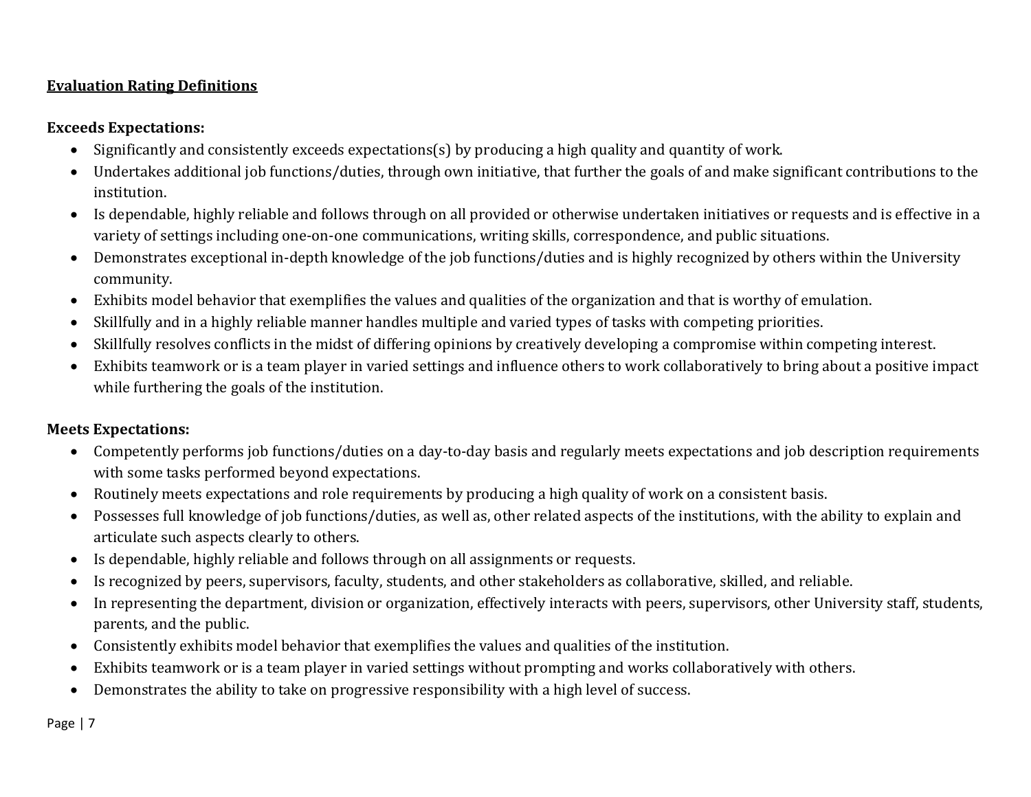## Evaluation Rating Definitions

**Exceeds Expectations:**

- Significantly and consistently exceeds expectations(s) by producing a high quality and quantity of work.
- Undertakes additional job functions/duties, through own initiative, that further the goals of and make significant contributions to the institution.
- Is dependable, highly reliable and follows through on all provided or otherwise undertaken initiatives or requests and is effective in a variety of settings including one-on-one communications, writing skills, correspondence, and public situations.
- Demonstrates exceptional in-depth knowledge of the job functions/duties and is highly recognized by others within the University community.
- Exhibits model behavior that exemplifies the values and qualities of the organization and that is worthy of emulation.
- Skillfully and in a highly reliable manner handles multiple and varied types of tasks with competing priorities.
- Skillfully resolves conflicts in the midst of differing opinions by creatively developing a compromise within competing interest.
- Exhibits teamwork or is a team player in varied settings and influence others to work collaboratively to bring about a positive impact while furthering the goals of the institution.

**Meets Expectations:**

- Competently performs job functions/duties on a day-to-day basis and regularly meets expectations and job description requirements with some tasks performed beyond expectations.
- Routinely meets expectations and role requirements by producing a high quality of work on a consistent basis.
- Possesses full knowledge of job functions/duties, as well as, other related aspects of the institutions, with the ability to explain and articulate such aspects clearly to others.
- Is dependable, highly reliable and follows through on all assignments or requests.
- Is recognized by peers, supervisors, faculty, students, and other stakeholders as collaborative, skilled, and reliable.
- In representing the department, division or organization, effectively interacts with peers, supervisors, other University staff, students, parents, and the public.
- Consistently exhibits model behavior that exemplifies the values and qualities of the institution.
- Exhibits teamwork or is a team player in varied settings without prompting and works collaboratively with others.
- Demonstrates the ability to take on progressive responsibility with a high level of success.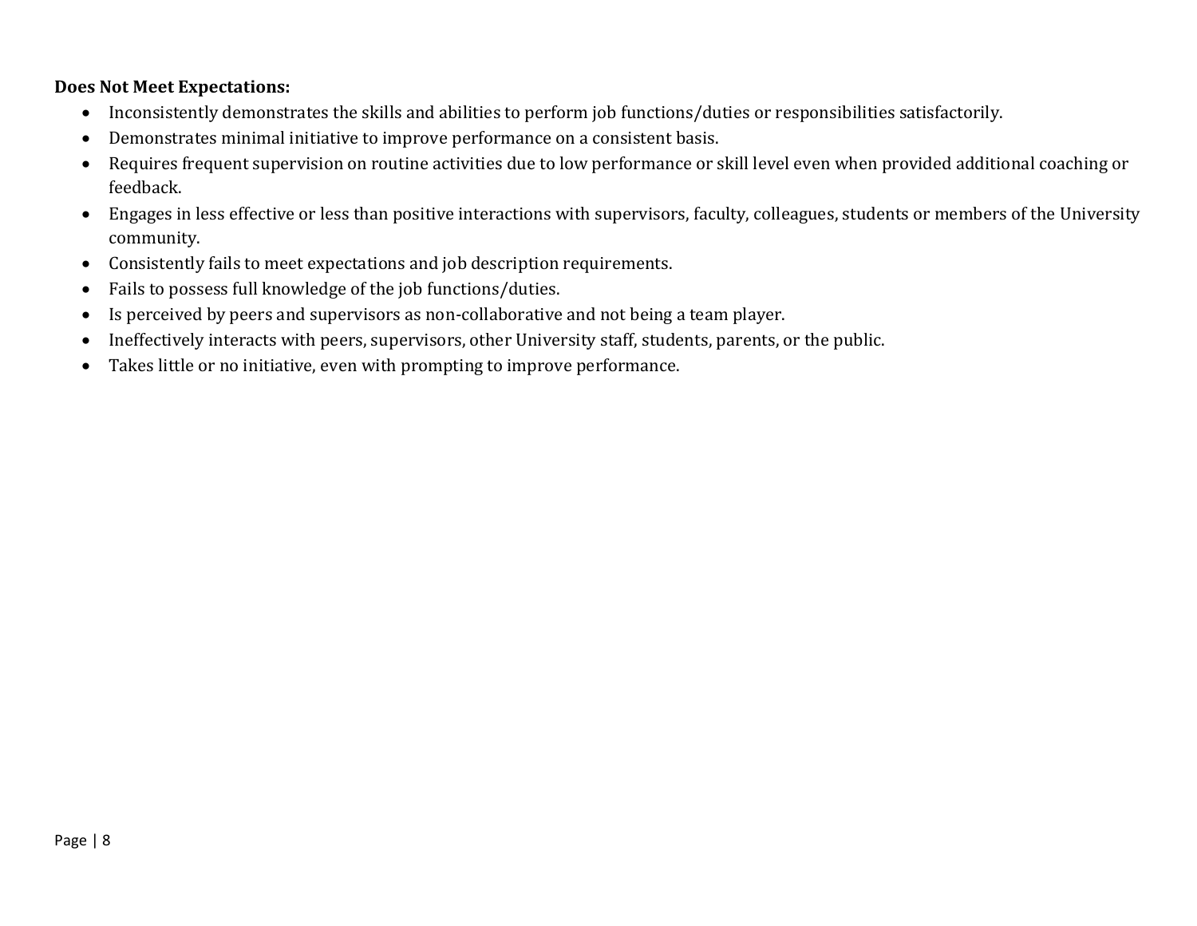**Does Not Meet Expectations:**

- Inconsistently demonstrates the skills and abilities to perform job functions/duties or responsibilities satisfactorily.
- Demonstrates minimal initiative to improve performance on a consistent basis.
- Requires frequent supervision on routine activities due to low performance or skill level even when provided additional coaching or feedback.
- Engages in less effective or less than positive interactions with supervisors, faculty, colleagues, students or members of the University community.
- Consistently fails to meet expectations and job description requirements.
- Fails to possess full knowledge of the job functions/duties.
- Is perceived by peers and supervisors as non-collaborative and not being a team player.
- Ineffectively interacts with peers, supervisors, other University staff, students, parents, or the public.
- Takes little or no initiative, even with prompting to improve performance.